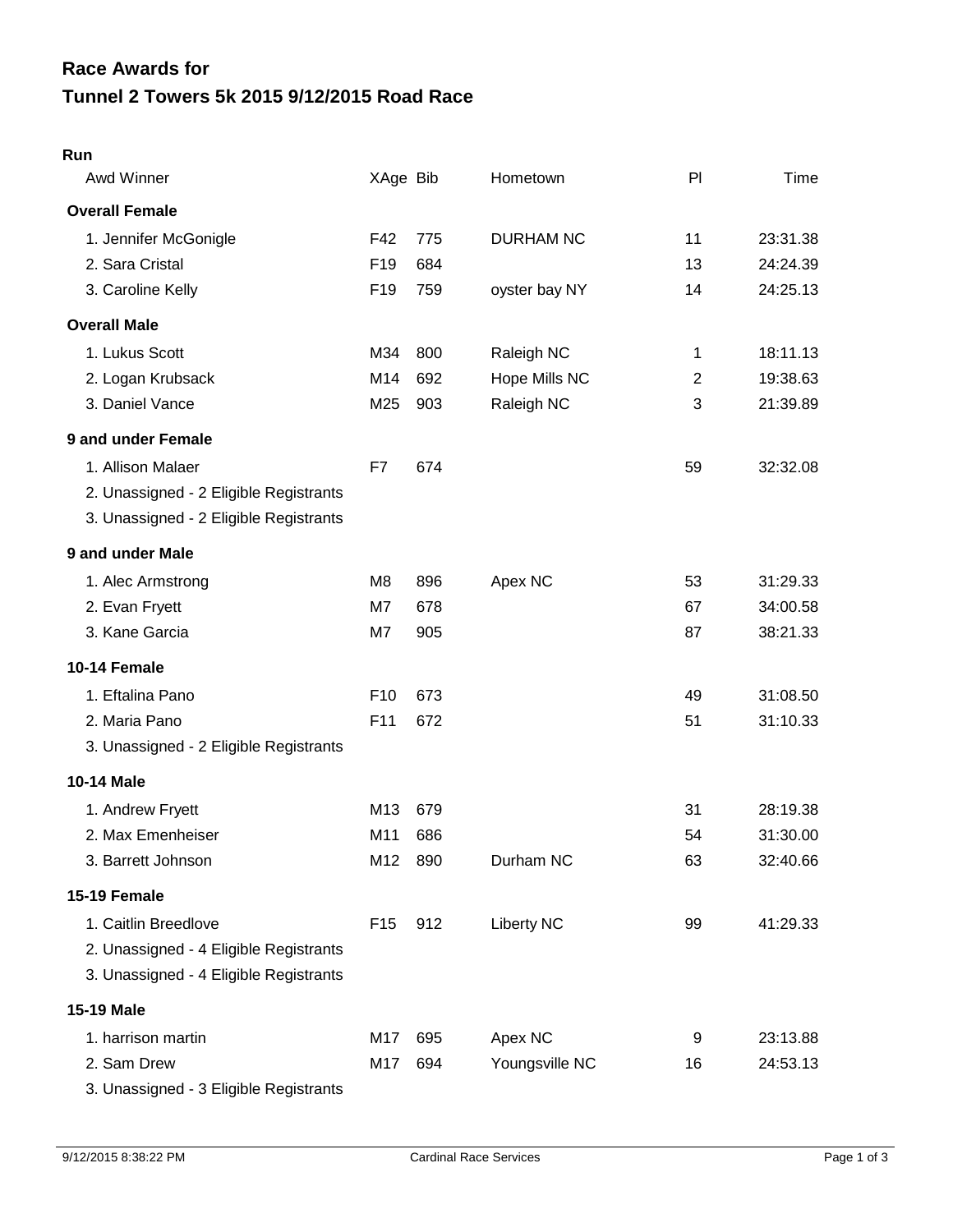# Race Awards for
# Tunnel 2 Towers 5k 2015 9/12/2015 Road Race

**Run**

| Awd Winner | XAge | Bib | Hometown | Pl | Time |
|---|---|---|---|---|---|
| **Overall Female** | | | | | |
| 1. Jennifer McGonigle | F42 | 775 | DURHAM NC | 11 | 23:31.38 |
| 2. Sara Cristal | F19 | 684 | | 13 | 24:24.39 |
| 3. Caroline Kelly | F19 | 759 | oyster bay NY | 14 | 24:25.13 |
| **Overall Male** | | | | | |
| 1. Lukus Scott | M34 | 800 | Raleigh NC | 1 | 18:11.13 |
| 2. Logan Krubsack | M14 | 692 | Hope Mills NC | 2 | 19:38.63 |
| 3. Daniel Vance | M25 | 903 | Raleigh NC | 3 | 21:39.89 |
| **9 and under Female** | | | | | |
| 1. Allison Malaer | F7 | 674 | | 59 | 32:32.08 |
| 2. Unassigned - 2 Eligible Registrants | | | | | |
| 3. Unassigned - 2 Eligible Registrants | | | | | |
| **9 and under Male** | | | | | |
| 1. Alec Armstrong | M8 | 896 | Apex NC | 53 | 31:29.33 |
| 2. Evan Fryett | M7 | 678 | | 67 | 34:00.58 |
| 3. Kane Garcia | M7 | 905 | | 87 | 38:21.33 |
| **10-14 Female** | | | | | |
| 1. Eftalina Pano | F10 | 673 | | 49 | 31:08.50 |
| 2. Maria Pano | F11 | 672 | | 51 | 31:10.33 |
| 3. Unassigned - 2 Eligible Registrants | | | | | |
| **10-14 Male** | | | | | |
| 1. Andrew Fryett | M13 | 679 | | 31 | 28:19.38 |
| 2. Max Emenheiser | M11 | 686 | | 54 | 31:30.00 |
| 3. Barrett Johnson | M12 | 890 | Durham NC | 63 | 32:40.66 |
| **15-19 Female** | | | | | |
| 1. Caitlin Breedlove | F15 | 912 | Liberty NC | 99 | 41:29.33 |
| 2. Unassigned - 4 Eligible Registrants | | | | | |
| 3. Unassigned - 4 Eligible Registrants | | | | | |
| **15-19 Male** | | | | | |
| 1. harrison martin | M17 | 695 | Apex NC | 9 | 23:13.88 |
| 2. Sam Drew | M17 | 694 | Youngsville NC | 16 | 24:53.13 |
| 3. Unassigned - 3 Eligible Registrants | | | | | |

9/12/2015 8:38:22 PM Cardinal Race Services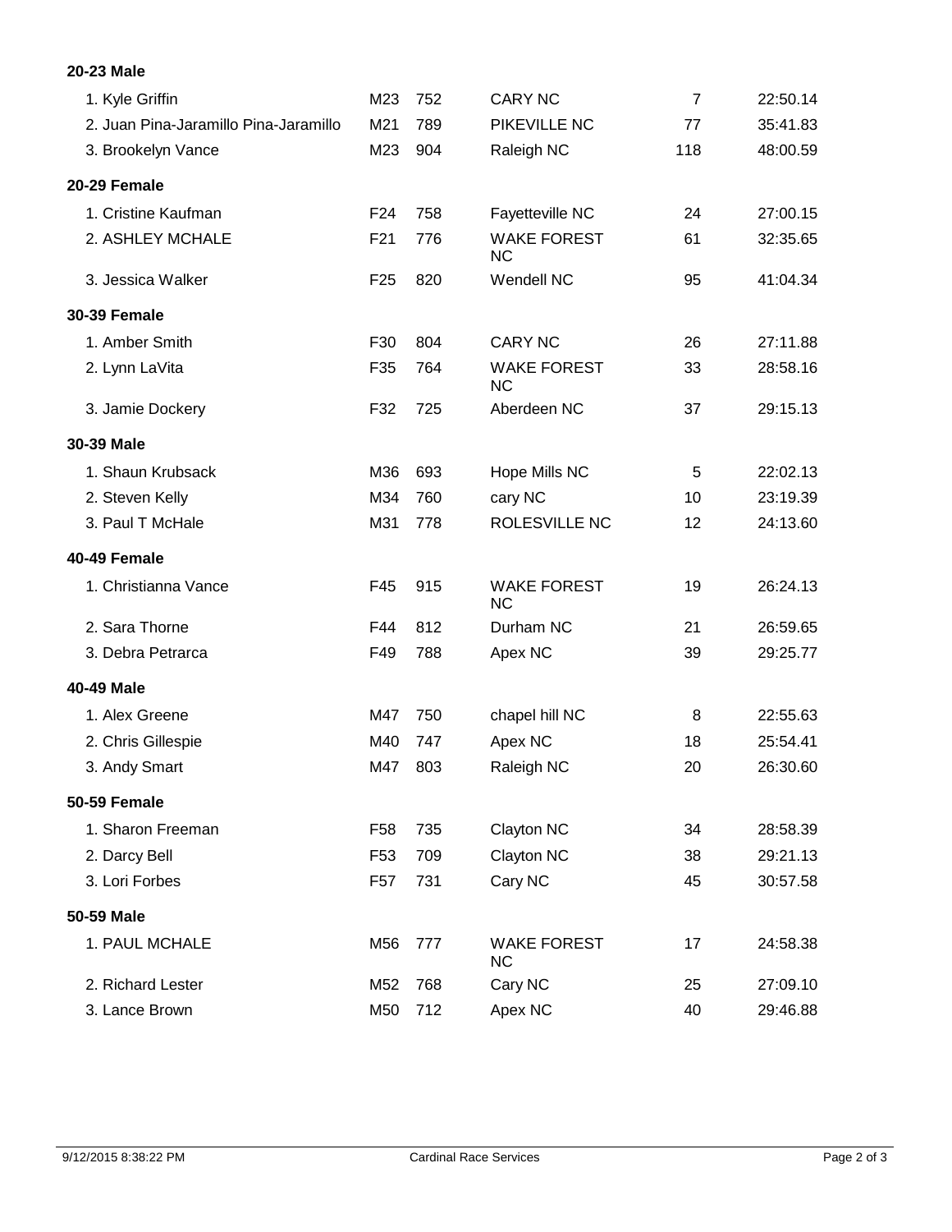**20-23 Male**

| | | | | | |
|---|---|---|---|---|---|
| 1. Kyle Griffin | M23 | 752 | CARY NC | 7 | 22:50.14 |
| 2. Juan Pina-Jaramillo Pina-Jaramillo | M21 | 789 | PIKEVILLE NC | 77 | 35:41.83 |
| 3. Brookelyn Vance | M23 | 904 | Raleigh NC | 118 | 48:00.59 |

**20-29 Female**

| | | | | | |
|---|---|---|---|---|---|
| 1. Cristine Kaufman | F24 | 758 | Fayetteville NC | 24 | 27:00.15 |
| 2. ASHLEY MCHALE | F21 | 776 | WAKE FOREST NC | 61 | 32:35.65 |
| 3. Jessica Walker | F25 | 820 | Wendell NC | 95 | 41:04.34 |

**30-39 Female**

| | | | | | |
|---|---|---|---|---|---|
| 1. Amber Smith | F30 | 804 | CARY NC | 26 | 27:11.88 |
| 2. Lynn LaVita | F35 | 764 | WAKE FOREST NC | 33 | 28:58.16 |
| 3. Jamie Dockery | F32 | 725 | Aberdeen NC | 37 | 29:15.13 |

**30-39 Male**

| | | | | | |
|---|---|---|---|---|---|
| 1. Shaun Krubsack | M36 | 693 | Hope Mills NC | 5 | 22:02.13 |
| 2. Steven Kelly | M34 | 760 | cary NC | 10 | 23:19.39 |
| 3. Paul T McHale | M31 | 778 | ROLESVILLE NC | 12 | 24:13.60 |

**40-49 Female**

| | | | | | |
|---|---|---|---|---|---|
| 1. Christianna Vance | F45 | 915 | WAKE FOREST NC | 19 | 26:24.13 |
| 2. Sara Thorne | F44 | 812 | Durham NC | 21 | 26:59.65 |
| 3. Debra Petrarca | F49 | 788 | Apex NC | 39 | 29:25.77 |

**40-49 Male**

| | | | | | |
|---|---|---|---|---|---|
| 1. Alex Greene | M47 | 750 | chapel hill NC | 8 | 22:55.63 |
| 2. Chris Gillespie | M40 | 747 | Apex NC | 18 | 25:54.41 |
| 3. Andy Smart | M47 | 803 | Raleigh NC | 20 | 26:30.60 |

**50-59 Female**

| | | | | | |
|---|---|---|---|---|---|
| 1. Sharon Freeman | F58 | 735 | Clayton NC | 34 | 28:58.39 |
| 2. Darcy Bell | F53 | 709 | Clayton NC | 38 | 29:21.13 |
| 3. Lori Forbes | F57 | 731 | Cary NC | 45 | 30:57.58 |

**50-59 Male**

| | | | | | |
|---|---|---|---|---|---|
| 1. PAUL MCHALE | M56 | 777 | WAKE FOREST NC | 17 | 24:58.38 |
| 2. Richard Lester | M52 | 768 | Cary NC | 25 | 27:09.10 |
| 3. Lance Brown | M50 | 712 | Apex NC | 40 | 29:46.88 |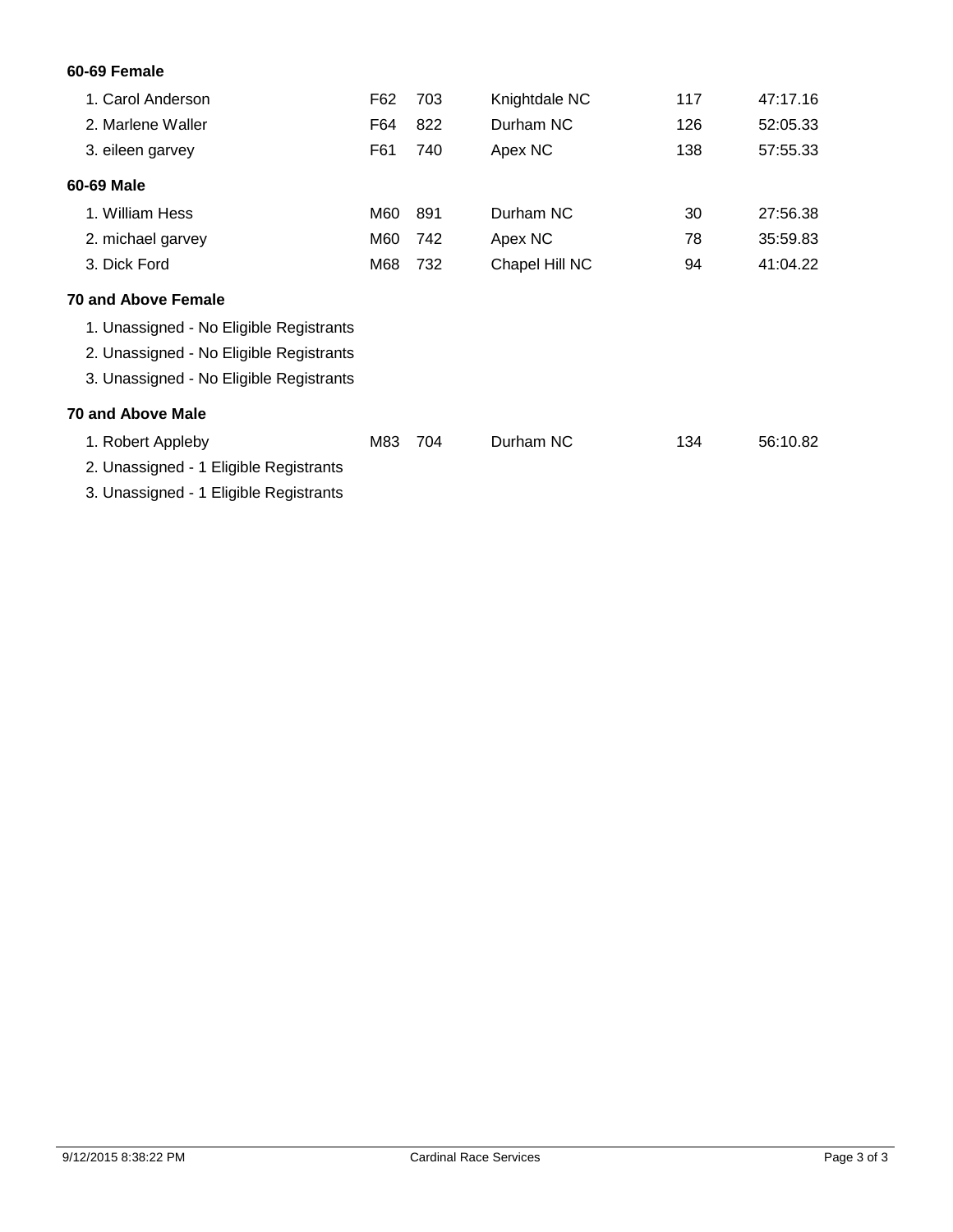**60-69 Female**

| | | | | | |
|---|---|---|---|---|---|
| 1. Carol Anderson | F62 | 703 | Knightdale NC | 117 | 47:17.16 |
| 2. Marlene Waller | F64 | 822 | Durham NC | 126 | 52:05.33 |
| 3. eileen garvey | F61 | 740 | Apex NC | 138 | 57:55.33 |

**60-69 Male**

| | | | | | |
|---|---|---|---|---|---|
| 1. William Hess | M60 | 891 | Durham NC | 30 | 27:56.38 |
| 2. michael garvey | M60 | 742 | Apex NC | 78 | 35:59.83 |
| 3. Dick Ford | M68 | 732 | Chapel Hill NC | 94 | 41:04.22 |

**70 and Above Female**

1. Unassigned - No Eligible Registrants
2. Unassigned - No Eligible Registrants
3. Unassigned - No Eligible Registrants

**70 and Above Male**

| | | | | | |
|---|---|---|---|---|---|
| 1. Robert Appleby | M83 | 704 | Durham NC | 134 | 56:10.82 |

2. Unassigned - 1 Eligible Registrants
3. Unassigned - 1 Eligible Registrants